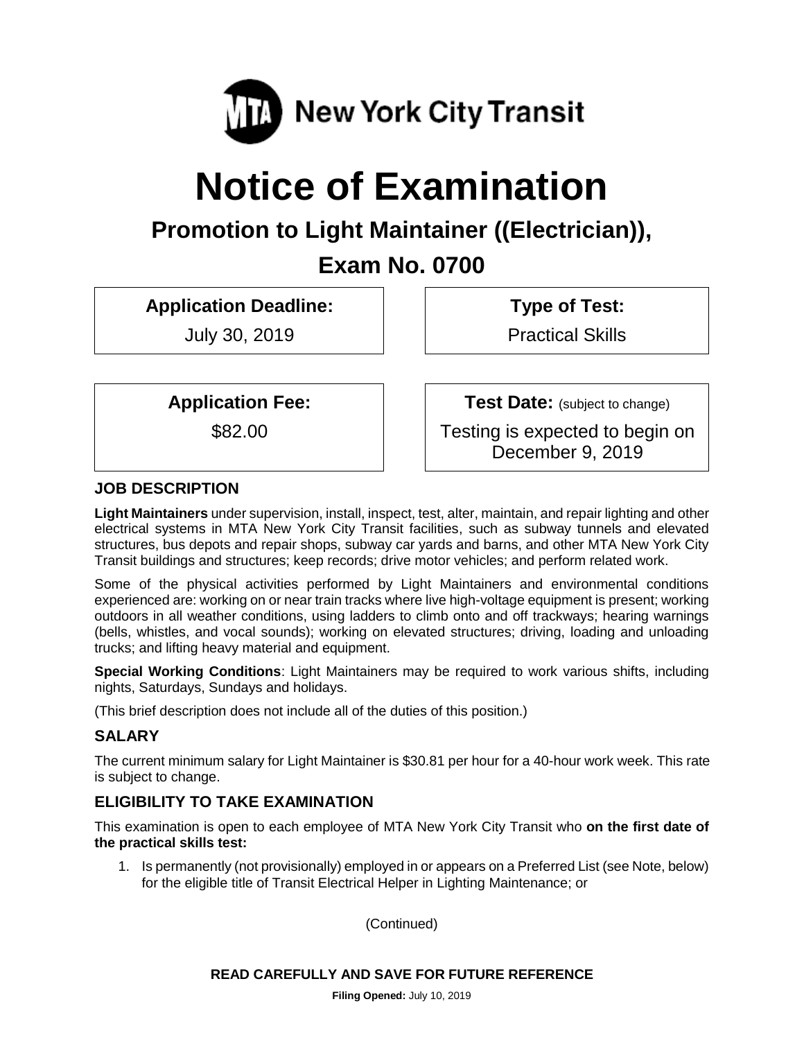MTA New York City Transit

# Notice of Examination

## Promotion to Light Maintainer ((Electrician)),

## Exam No. 0700

**Application Deadline:**

July 30, 2019

**Type of Test:**

Practical Skills

**Application Fee:**

$82.00

**Test Date:** (subject to change)

Testing is expected to begin on December 9, 2019

### JOB DESCRIPTION

**Light Maintainers** under supervision, install, inspect, test, alter, maintain, and repair lighting and other electrical systems in MTA New York City Transit facilities, such as subway tunnels and elevated structures, bus depots and repair shops, subway car yards and barns, and other MTA New York City Transit buildings and structures; keep records; drive motor vehicles; and perform related work.

Some of the physical activities performed by Light Maintainers and environmental conditions experienced are: working on or near train tracks where live high-voltage equipment is present; working outdoors in all weather conditions, using ladders to climb onto and off trackways; hearing warnings (bells, whistles, and vocal sounds); working on elevated structures; driving, loading and unloading trucks; and lifting heavy material and equipment.

**Special Working Conditions**: Light Maintainers may be required to work various shifts, including nights, Saturdays, Sundays and holidays.

(This brief description does not include all of the duties of this position.)

### SALARY

The current minimum salary for Light Maintainer is $30.81 per hour for a 40-hour work week. This rate is subject to change.

### ELIGIBILITY TO TAKE EXAMINATION

This examination is open to each employee of MTA New York City Transit who **on the first date of the practical skills test:**

1. Is permanently (not provisionally) employed in or appears on a Preferred List (see Note, below) for the eligible title of Transit Electrical Helper in Lighting Maintenance; or

(Continued)

**READ CAREFULLY AND SAVE FOR FUTURE REFERENCE**

**Filing Opened:** July 10, 2019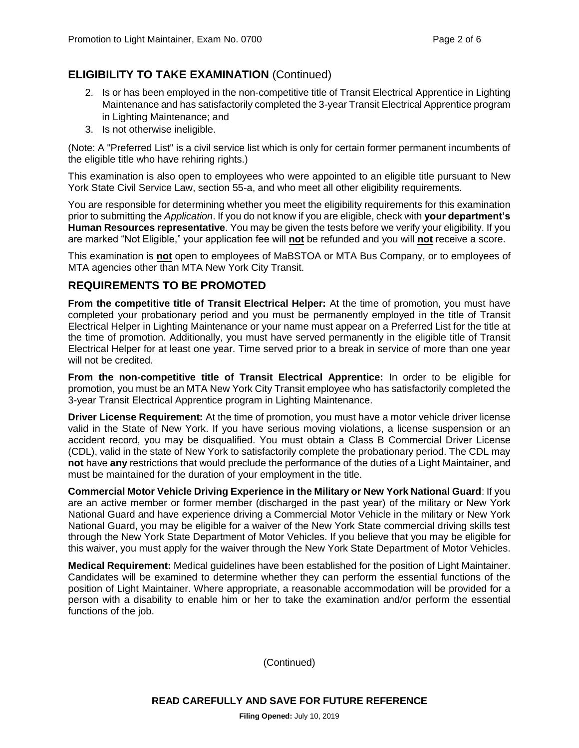## ELIGIBILITY TO TAKE EXAMINATION (Continued)

2. Is or has been employed in the non-competitive title of Transit Electrical Apprentice in Lighting Maintenance and has satisfactorily completed the 3-year Transit Electrical Apprentice program in Lighting Maintenance; and
3. Is not otherwise ineligible.

(Note: A "Preferred List" is a civil service list which is only for certain former permanent incumbents of the eligible title who have rehiring rights.)

This examination is also open to employees who were appointed to an eligible title pursuant to New York State Civil Service Law, section 55-a, and who meet all other eligibility requirements.

You are responsible for determining whether you meet the eligibility requirements for this examination prior to submitting the *Application*. If you do not know if you are eligible, check with **your department's Human Resources representative**. You may be given the tests before we verify your eligibility. If you are marked "Not Eligible," your application fee will **not** be refunded and you will **not** receive a score.

This examination is **not** open to employees of MaBSTOA or MTA Bus Company, or to employees of MTA agencies other than MTA New York City Transit.

## REQUIREMENTS TO BE PROMOTED

**From the competitive title of Transit Electrical Helper:** At the time of promotion, you must have completed your probationary period and you must be permanently employed in the title of Transit Electrical Helper in Lighting Maintenance or your name must appear on a Preferred List for the title at the time of promotion. Additionally, you must have served permanently in the eligible title of Transit Electrical Helper for at least one year. Time served prior to a break in service of more than one year will not be credited.

**From the non-competitive title of Transit Electrical Apprentice:** In order to be eligible for promotion, you must be an MTA New York City Transit employee who has satisfactorily completed the 3-year Transit Electrical Apprentice program in Lighting Maintenance.

**Driver License Requirement:** At the time of promotion, you must have a motor vehicle driver license valid in the State of New York. If you have serious moving violations, a license suspension or an accident record, you may be disqualified. You must obtain a Class B Commercial Driver License (CDL), valid in the state of New York to satisfactorily complete the probationary period. The CDL may **not** have **any** restrictions that would preclude the performance of the duties of a Light Maintainer, and must be maintained for the duration of your employment in the title.

**Commercial Motor Vehicle Driving Experience in the Military or New York National Guard**: If you are an active member or former member (discharged in the past year) of the military or New York National Guard and have experience driving a Commercial Motor Vehicle in the military or New York National Guard, you may be eligible for a waiver of the New York State commercial driving skills test through the New York State Department of Motor Vehicles. If you believe that you may be eligible for this waiver, you must apply for the waiver through the New York State Department of Motor Vehicles.

**Medical Requirement:** Medical guidelines have been established for the position of Light Maintainer. Candidates will be examined to determine whether they can perform the essential functions of the position of Light Maintainer. Where appropriate, a reasonable accommodation will be provided for a person with a disability to enable him or her to take the examination and/or perform the essential functions of the job.

(Continued)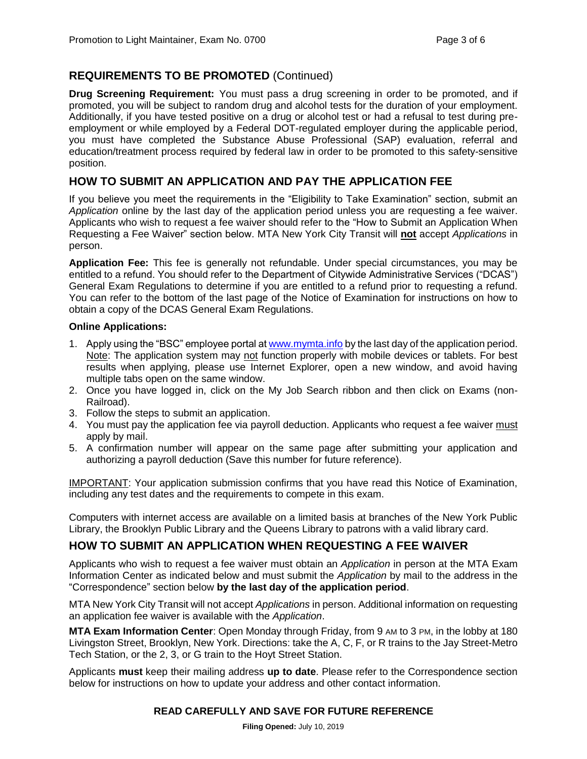## REQUIREMENTS TO BE PROMOTED (Continued)

**Drug Screening Requirement:** You must pass a drug screening in order to be promoted, and if promoted, you will be subject to random drug and alcohol tests for the duration of your employment. Additionally, if you have tested positive on a drug or alcohol test or had a refusal to test during pre-employment or while employed by a Federal DOT-regulated employer during the applicable period, you must have completed the Substance Abuse Professional (SAP) evaluation, referral and education/treatment process required by federal law in order to be promoted to this safety-sensitive position.

## HOW TO SUBMIT AN APPLICATION AND PAY THE APPLICATION FEE

If you believe you meet the requirements in the "Eligibility to Take Examination" section, submit an *Application* online by the last day of the application period unless you are requesting a fee waiver. Applicants who wish to request a fee waiver should refer to the "How to Submit an Application When Requesting a Fee Waiver" section below. MTA New York City Transit will **not** accept *Applications* in person.

**Application Fee:** This fee is generally not refundable. Under special circumstances, you may be entitled to a refund. You should refer to the Department of Citywide Administrative Services ("DCAS") General Exam Regulations to determine if you are entitled to a refund prior to requesting a refund. You can refer to the bottom of the last page of the Notice of Examination for instructions on how to obtain a copy of the DCAS General Exam Regulations.

**Online Applications:**

1. Apply using the "BSC" employee portal at www.mymta.info by the last day of the application period. Note: The application system may not function properly with mobile devices or tablets. For best results when applying, please use Internet Explorer, open a new window, and avoid having multiple tabs open on the same window.
2. Once you have logged in, click on the My Job Search ribbon and then click on Exams (non-Railroad).
3. Follow the steps to submit an application.
4. You must pay the application fee via payroll deduction. Applicants who request a fee waiver must apply by mail.
5. A confirmation number will appear on the same page after submitting your application and authorizing a payroll deduction (Save this number for future reference).

IMPORTANT: Your application submission confirms that you have read this Notice of Examination, including any test dates and the requirements to compete in this exam.

Computers with internet access are available on a limited basis at branches of the New York Public Library, the Brooklyn Public Library and the Queens Library to patrons with a valid library card.

## HOW TO SUBMIT AN APPLICATION WHEN REQUESTING A FEE WAIVER

Applicants who wish to request a fee waiver must obtain an *Application* in person at the MTA Exam Information Center as indicated below and must submit the *Application* by mail to the address in the "Correspondence" section below **by the last day of the application period**.

MTA New York City Transit will not accept *Applications* in person. Additional information on requesting an application fee waiver is available with the *Application*.

**MTA Exam Information Center**: Open Monday through Friday, from 9 AM to 3 PM, in the lobby at 180 Livingston Street, Brooklyn, New York. Directions: take the A, C, F, or R trains to the Jay Street-Metro Tech Station, or the 2, 3, or G train to the Hoyt Street Station.

Applicants **must** keep their mailing address **up to date**. Please refer to the Correspondence section below for instructions on how to update your address and other contact information.

**READ CAREFULLY AND SAVE FOR FUTURE REFERENCE**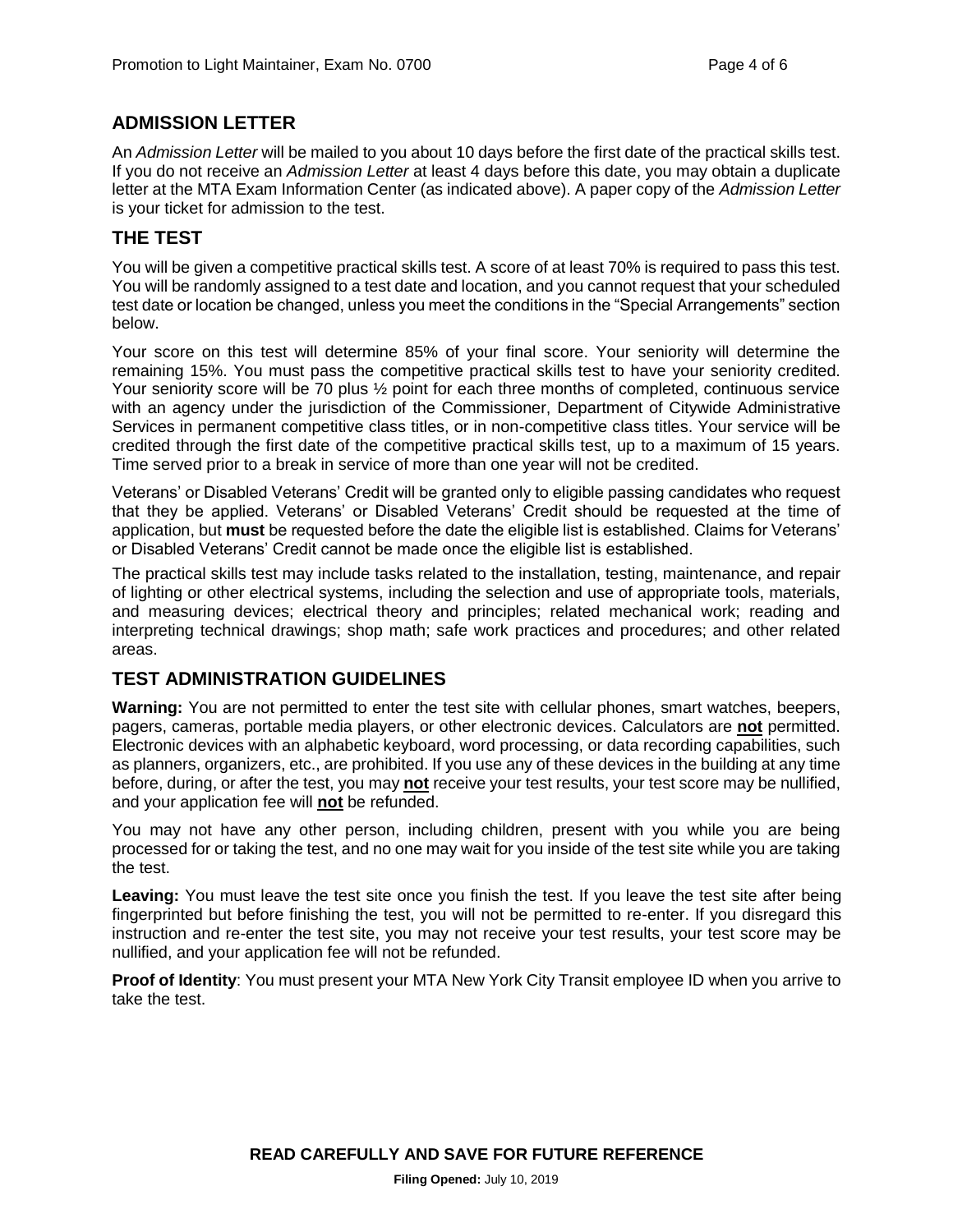## ADMISSION LETTER

An *Admission Letter* will be mailed to you about 10 days before the first date of the practical skills test. If you do not receive an *Admission Letter* at least 4 days before this date, you may obtain a duplicate letter at the MTA Exam Information Center (as indicated above). A paper copy of the *Admission Letter* is your ticket for admission to the test.

## THE TEST

You will be given a competitive practical skills test. A score of at least 70% is required to pass this test. You will be randomly assigned to a test date and location, and you cannot request that your scheduled test date or location be changed, unless you meet the conditions in the "Special Arrangements" section below.

Your score on this test will determine 85% of your final score. Your seniority will determine the remaining 15%. You must pass the competitive practical skills test to have your seniority credited. Your seniority score will be 70 plus ½ point for each three months of completed, continuous service with an agency under the jurisdiction of the Commissioner, Department of Citywide Administrative Services in permanent competitive class titles, or in non-competitive class titles. Your service will be credited through the first date of the competitive practical skills test, up to a maximum of 15 years. Time served prior to a break in service of more than one year will not be credited.

Veterans' or Disabled Veterans' Credit will be granted only to eligible passing candidates who request that they be applied. Veterans' or Disabled Veterans' Credit should be requested at the time of application, but **must** be requested before the date the eligible list is established. Claims for Veterans' or Disabled Veterans' Credit cannot be made once the eligible list is established.

The practical skills test may include tasks related to the installation, testing, maintenance, and repair of lighting or other electrical systems, including the selection and use of appropriate tools, materials, and measuring devices; electrical theory and principles; related mechanical work; reading and interpreting technical drawings; shop math; safe work practices and procedures; and other related areas.

## TEST ADMINISTRATION GUIDELINES

**Warning:** You are not permitted to enter the test site with cellular phones, smart watches, beepers, pagers, cameras, portable media players, or other electronic devices. Calculators are **not** permitted. Electronic devices with an alphabetic keyboard, word processing, or data recording capabilities, such as planners, organizers, etc., are prohibited. If you use any of these devices in the building at any time before, during, or after the test, you may **not** receive your test results, your test score may be nullified, and your application fee will **not** be refunded.

You may not have any other person, including children, present with you while you are being processed for or taking the test, and no one may wait for you inside of the test site while you are taking the test.

**Leaving:** You must leave the test site once you finish the test. If you leave the test site after being fingerprinted but before finishing the test, you will not be permitted to re-enter. If you disregard this instruction and re-enter the test site, you may not receive your test results, your test score may be nullified, and your application fee will not be refunded.

**Proof of Identity**: You must present your MTA New York City Transit employee ID when you arrive to take the test.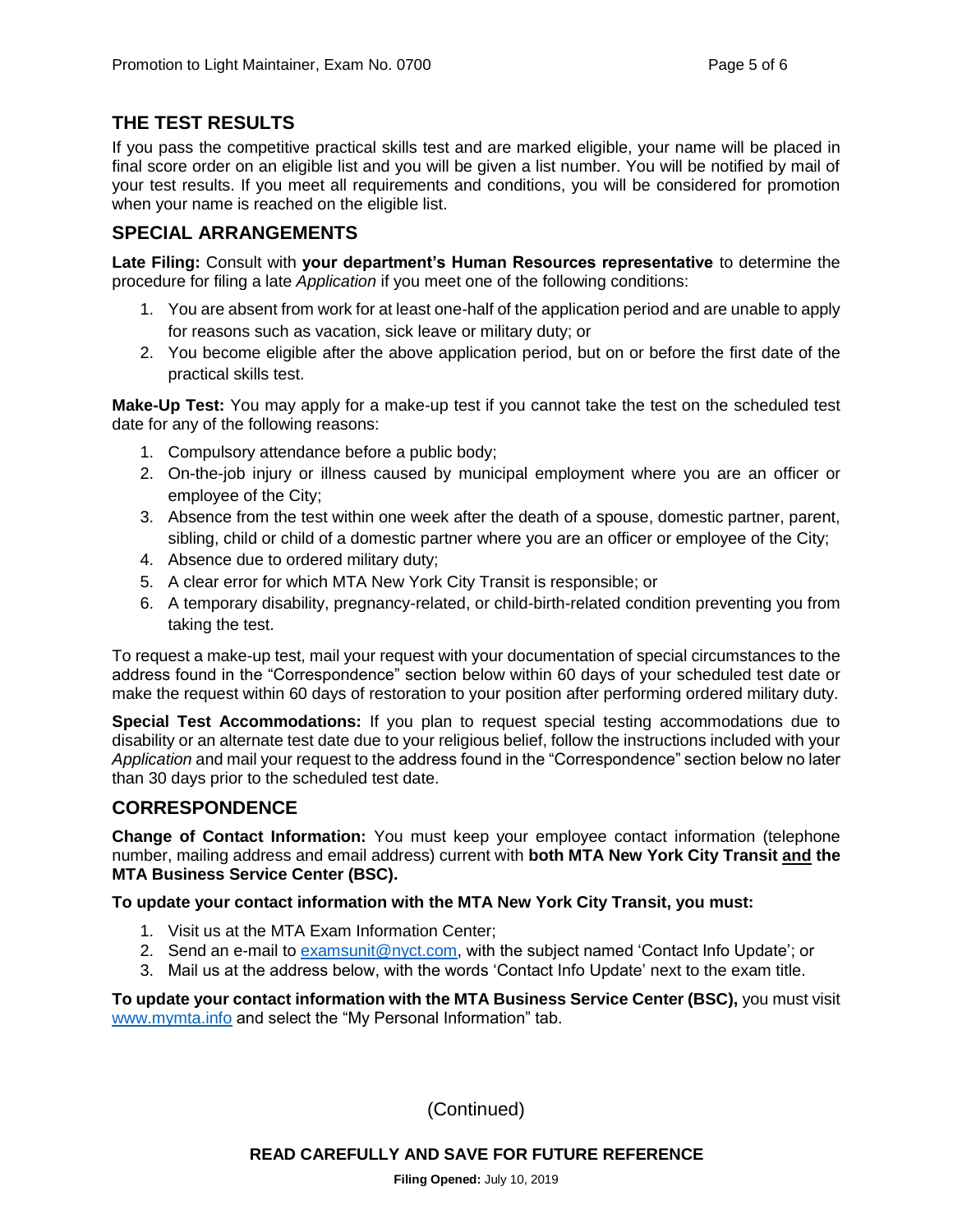## THE TEST RESULTS

If you pass the competitive practical skills test and are marked eligible, your name will be placed in final score order on an eligible list and you will be given a list number. You will be notified by mail of your test results. If you meet all requirements and conditions, you will be considered for promotion when your name is reached on the eligible list.

## SPECIAL ARRANGEMENTS

**Late Filing:** Consult with **your department's Human Resources representative** to determine the procedure for filing a late *Application* if you meet one of the following conditions:

1. You are absent from work for at least one-half of the application period and are unable to apply for reasons such as vacation, sick leave or military duty; or
2. You become eligible after the above application period, but on or before the first date of the practical skills test.

**Make-Up Test:** You may apply for a make-up test if you cannot take the test on the scheduled test date for any of the following reasons:

1. Compulsory attendance before a public body;
2. On-the-job injury or illness caused by municipal employment where you are an officer or employee of the City;
3. Absence from the test within one week after the death of a spouse, domestic partner, parent, sibling, child or child of a domestic partner where you are an officer or employee of the City;
4. Absence due to ordered military duty;
5. A clear error for which MTA New York City Transit is responsible; or
6. A temporary disability, pregnancy-related, or child-birth-related condition preventing you from taking the test.

To request a make-up test, mail your request with your documentation of special circumstances to the address found in the "Correspondence" section below within 60 days of your scheduled test date or make the request within 60 days of restoration to your position after performing ordered military duty.

**Special Test Accommodations:** If you plan to request special testing accommodations due to disability or an alternate test date due to your religious belief, follow the instructions included with your *Application* and mail your request to the address found in the "Correspondence" section below no later than 30 days prior to the scheduled test date.

## CORRESPONDENCE

**Change of Contact Information:** You must keep your employee contact information (telephone number, mailing address and email address) current with **both MTA New York City Transit and the MTA Business Service Center (BSC).**

**To update your contact information with the MTA New York City Transit, you must:**

1. Visit us at the MTA Exam Information Center;
2. Send an e-mail to examsunit@nyct.com, with the subject named 'Contact Info Update'; or
3. Mail us at the address below, with the words 'Contact Info Update' next to the exam title.

**To update your contact information with the MTA Business Service Center (BSC),** you must visit www.mymta.info and select the "My Personal Information" tab.

(Continued)

**READ CAREFULLY AND SAVE FOR FUTURE REFERENCE**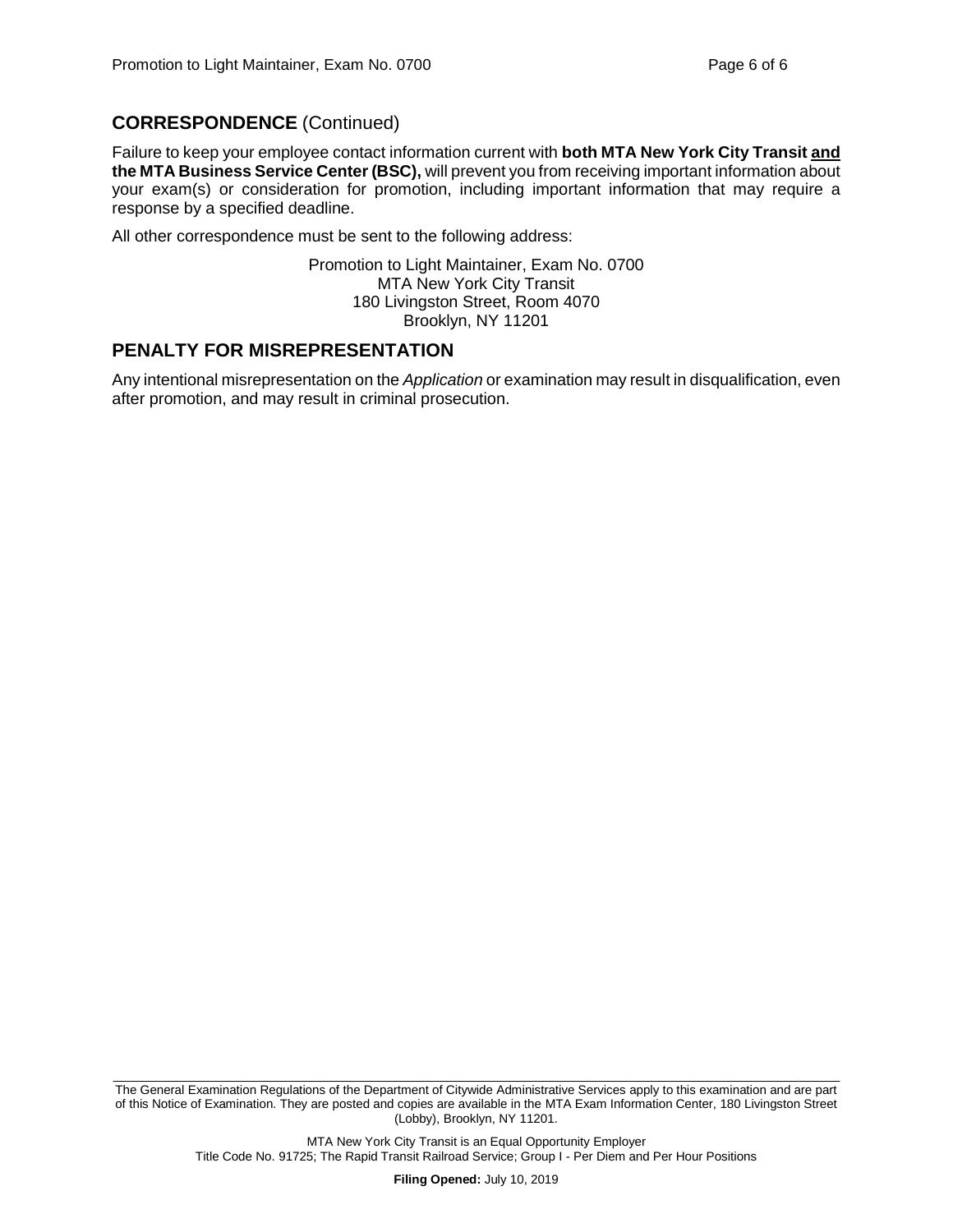## CORRESPONDENCE (Continued)

Failure to keep your employee contact information current with **both MTA New York City Transit and the MTA Business Service Center (BSC),** will prevent you from receiving important information about your exam(s) or consideration for promotion, including important information that may require a response by a specified deadline.

All other correspondence must be sent to the following address:

Promotion to Light Maintainer, Exam No. 0700
MTA New York City Transit
180 Livingston Street, Room 4070
Brooklyn, NY 11201

## PENALTY FOR MISREPRESENTATION

Any intentional misrepresentation on the *Application* or examination may result in disqualification, even after promotion, and may result in criminal prosecution.

The General Examination Regulations of the Department of Citywide Administrative Services apply to this examination and are part of this Notice of Examination. They are posted and copies are available in the MTA Exam Information Center, 180 Livingston Street (Lobby), Brooklyn, NY 11201.

MTA New York City Transit is an Equal Opportunity Employer
Title Code No. 91725; The Rapid Transit Railroad Service; Group I - Per Diem and Per Hour Positions

**Filing Opened:** July 10, 2019